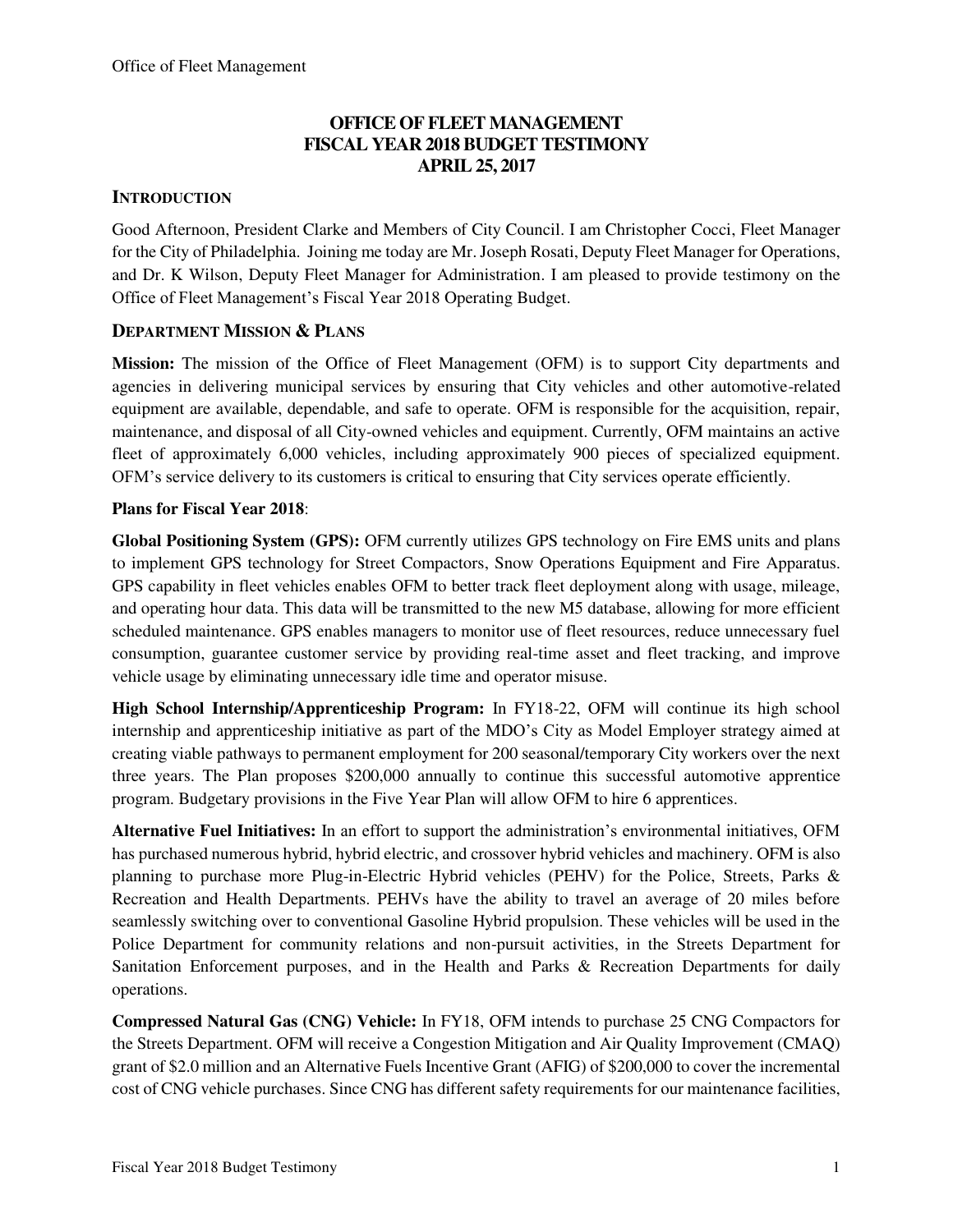# OFFICE OF FLEET MANAGEMENT
# FISCAL YEAR 2018 BUDGET TESTIMONY
# APRIL 25, 2017

## INTRODUCTION

Good Afternoon, President Clarke and Members of City Council. I am Christopher Cocci, Fleet Manager for the City of Philadelphia. Joining me today are Mr. Joseph Rosati, Deputy Fleet Manager for Operations, and Dr. K Wilson, Deputy Fleet Manager for Administration. I am pleased to provide testimony on the Office of Fleet Management's Fiscal Year 2018 Operating Budget.

## DEPARTMENT MISSION & PLANS

**Mission:** The mission of the Office of Fleet Management (OFM) is to support City departments and agencies in delivering municipal services by ensuring that City vehicles and other automotive-related equipment are available, dependable, and safe to operate. OFM is responsible for the acquisition, repair, maintenance, and disposal of all City-owned vehicles and equipment. Currently, OFM maintains an active fleet of approximately 6,000 vehicles, including approximately 900 pieces of specialized equipment. OFM's service delivery to its customers is critical to ensuring that City services operate efficiently.

**Plans for Fiscal Year 2018**:

**Global Positioning System (GPS):** OFM currently utilizes GPS technology on Fire EMS units and plans to implement GPS technology for Street Compactors, Snow Operations Equipment and Fire Apparatus. GPS capability in fleet vehicles enables OFM to better track fleet deployment along with usage, mileage, and operating hour data. This data will be transmitted to the new M5 database, allowing for more efficient scheduled maintenance. GPS enables managers to monitor use of fleet resources, reduce unnecessary fuel consumption, guarantee customer service by providing real-time asset and fleet tracking, and improve vehicle usage by eliminating unnecessary idle time and operator misuse.

**High School Internship/Apprenticeship Program:** In FY18-22, OFM will continue its high school internship and apprenticeship initiative as part of the MDO's City as Model Employer strategy aimed at creating viable pathways to permanent employment for 200 seasonal/temporary City workers over the next three years. The Plan proposes $200,000 annually to continue this successful automotive apprentice program. Budgetary provisions in the Five Year Plan will allow OFM to hire 6 apprentices.

**Alternative Fuel Initiatives:** In an effort to support the administration's environmental initiatives, OFM has purchased numerous hybrid, hybrid electric, and crossover hybrid vehicles and machinery. OFM is also planning to purchase more Plug-in-Electric Hybrid vehicles (PEHV) for the Police, Streets, Parks & Recreation and Health Departments. PEHVs have the ability to travel an average of 20 miles before seamlessly switching over to conventional Gasoline Hybrid propulsion. These vehicles will be used in the Police Department for community relations and non-pursuit activities, in the Streets Department for Sanitation Enforcement purposes, and in the Health and Parks & Recreation Departments for daily operations.

**Compressed Natural Gas (CNG) Vehicle:** In FY18, OFM intends to purchase 25 CNG Compactors for the Streets Department. OFM will receive a Congestion Mitigation and Air Quality Improvement (CMAQ) grant of $2.0 million and an Alternative Fuels Incentive Grant (AFIG) of $200,000 to cover the incremental cost of CNG vehicle purchases. Since CNG has different safety requirements for our maintenance facilities,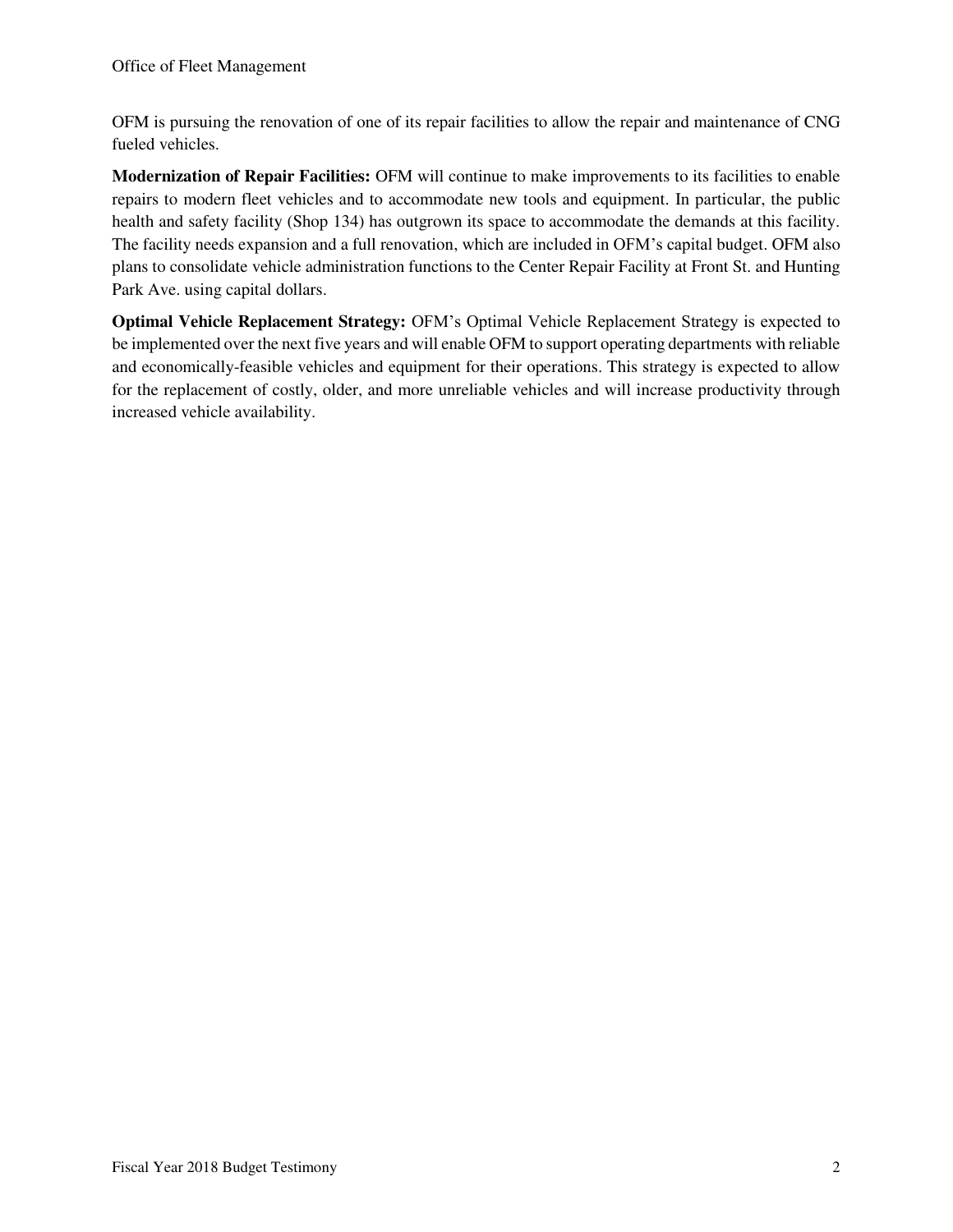OFM is pursuing the renovation of one of its repair facilities to allow the repair and maintenance of CNG fueled vehicles.

**Modernization of Repair Facilities:** OFM will continue to make improvements to its facilities to enable repairs to modern fleet vehicles and to accommodate new tools and equipment. In particular, the public health and safety facility (Shop 134) has outgrown its space to accommodate the demands at this facility. The facility needs expansion and a full renovation, which are included in OFM's capital budget. OFM also plans to consolidate vehicle administration functions to the Center Repair Facility at Front St. and Hunting Park Ave. using capital dollars.

**Optimal Vehicle Replacement Strategy:** OFM's Optimal Vehicle Replacement Strategy is expected to be implemented over the next five years and will enable OFM to support operating departments with reliable and economically-feasible vehicles and equipment for their operations. This strategy is expected to allow for the replacement of costly, older, and more unreliable vehicles and will increase productivity through increased vehicle availability.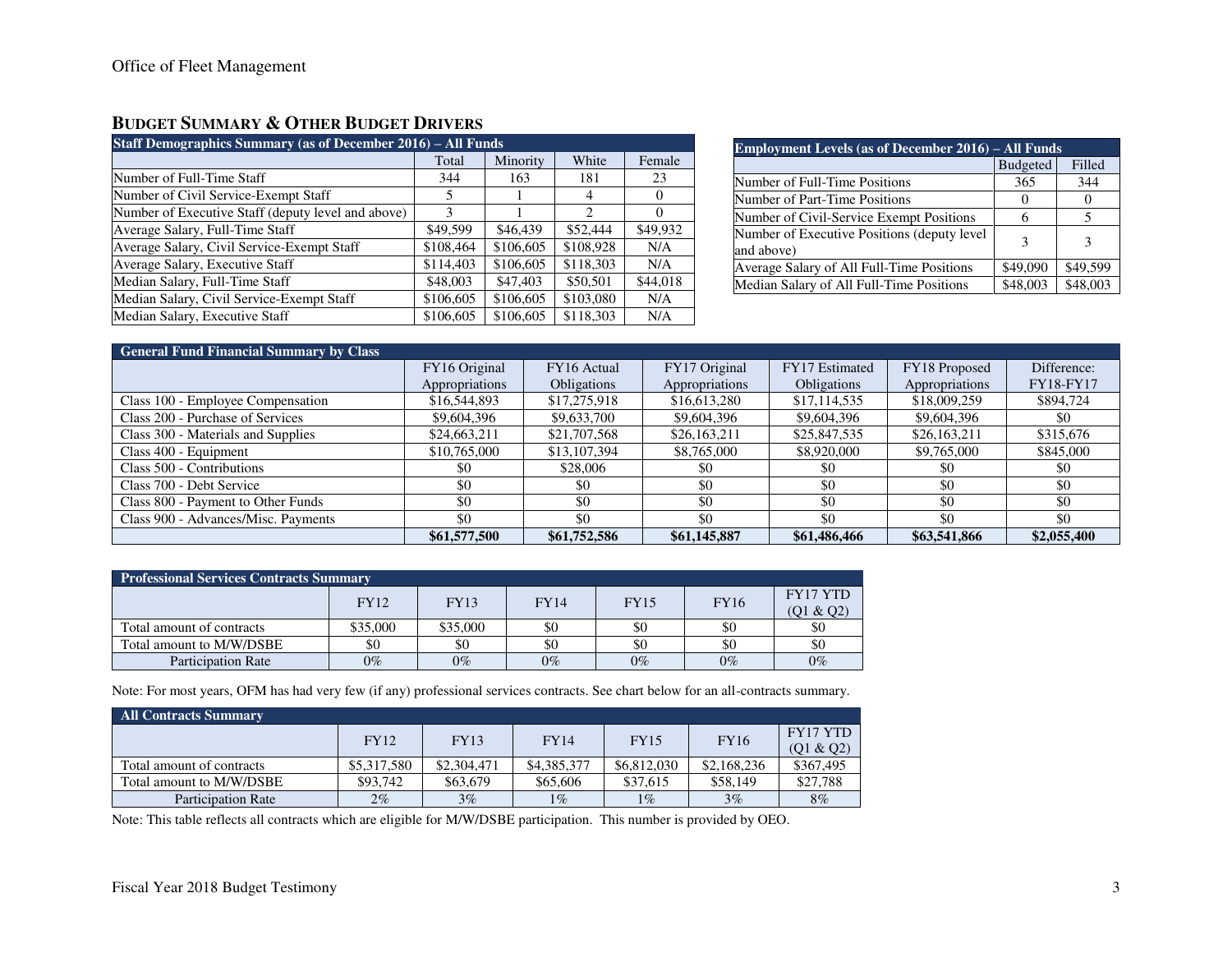## BUDGET SUMMARY & OTHER BUDGET DRIVERS

| Staff Demographics Summary (as of December 2016) – All Funds | | | | |
|---|---|---|---|---|
| | Total | Minority | White | Female |
| Number of Full-Time Staff | 344 | 163 | 181 | 23 |
| Number of Civil Service-Exempt Staff | 5 | 1 | 4 | 0 |
| Number of Executive Staff (deputy level and above) | 3 | 1 | 2 | 0 |
| Average Salary, Full-Time Staff | $49,599 | $46,439 | $52,444 | $49,932 |
| Average Salary, Civil Service-Exempt Staff | $108,464 | $106,605 | $108,928 | N/A |
| Average Salary, Executive Staff | $114,403 | $106,605 | $118,303 | N/A |
| Median Salary, Full-Time Staff | $48,003 | $47,403 | $50,501 | $44,018 |
| Median Salary, Civil Service-Exempt Staff | $106,605 | $106,605 | $103,080 | N/A |
| Median Salary, Executive Staff | $106,605 | $106,605 | $118,303 | N/A |

| Employment Levels (as of December 2016) – All Funds | | |
|---|---|---|
| | Budgeted | Filled |
| Number of Full-Time Positions | 365 | 344 |
| Number of Part-Time Positions | 0 | 0 |
| Number of Civil-Service Exempt Positions | 6 | 5 |
| Number of Executive Positions (deputy level and above) | 3 | 3 |
| Average Salary of All Full-Time Positions | $49,090 | $49,599 |
| Median Salary of All Full-Time Positions | $48,003 | $48,003 |

| General Fund Financial Summary by Class | | | | | | |
|---|---|---|---|---|---|---|
| | FY16 Original Appropriations | FY16 Actual Obligations | FY17 Original Appropriations | FY17 Estimated Obligations | FY18 Proposed Appropriations | Difference: FY18-FY17 |
| Class 100 - Employee Compensation | $16,544,893 | $17,275,918 | $16,613,280 | $17,114,535 | $18,009,259 | $894,724 |
| Class 200 - Purchase of Services | $9,604,396 | $9,633,700 | $9,604,396 | $9,604,396 | $9,604,396 | $0 |
| Class 300 - Materials and Supplies | $24,663,211 | $21,707,568 | $26,163,211 | $25,847,535 | $26,163,211 | $315,676 |
| Class 400 - Equipment | $10,765,000 | $13,107,394 | $8,765,000 | $8,920,000 | $9,765,000 | $845,000 |
| Class 500 - Contributions | $0 | $28,006 | $0 | $0 | $0 | $0 |
| Class 700 - Debt Service | $0 | $0 | $0 | $0 | $0 | $0 |
| Class 800 - Payment to Other Funds | $0 | $0 | $0 | $0 | $0 | $0 |
| Class 900 - Advances/Misc. Payments | $0 | $0 | $0 | $0 | $0 | $0 |
| | **$61,577,500** | **$61,752,586** | **$61,145,887** | **$61,486,466** | **$63,541,866** | **$2,055,400** |

| Professional Services Contracts Summary | | | | | | |
|---|---|---|---|---|---|---|
| | FY12 | FY13 | FY14 | FY15 | FY16 | FY17 YTD (Q1 & Q2) |
| Total amount of contracts | $35,000 | $35,000 | $0 | $0 | $0 | $0 |
| Total amount to M/W/DSBE | $0 | $0 | $0 | $0 | $0 | $0 |
| Participation Rate | 0% | 0% | 0% | 0% | 0% | 0% |

Note: For most years, OFM has had very few (if any) professional services contracts. See chart below for an all-contracts summary.

| All Contracts Summary | | | | | | |
|---|---|---|---|---|---|---|
| | FY12 | FY13 | FY14 | FY15 | FY16 | FY17 YTD (Q1 & Q2) |
| Total amount of contracts | $5,317,580 | $2,304,471 | $4,385,377 | $6,812,030 | $2,168,236 | $367,495 |
| Total amount to M/W/DSBE | $93,742 | $63,679 | $65,606 | $37,615 | $58,149 | $27,788 |
| Participation Rate | 2% | 3% | 1% | 1% | 3% | 8% |

Note: This table reflects all contracts which are eligible for M/W/DSBE participation. This number is provided by OEO.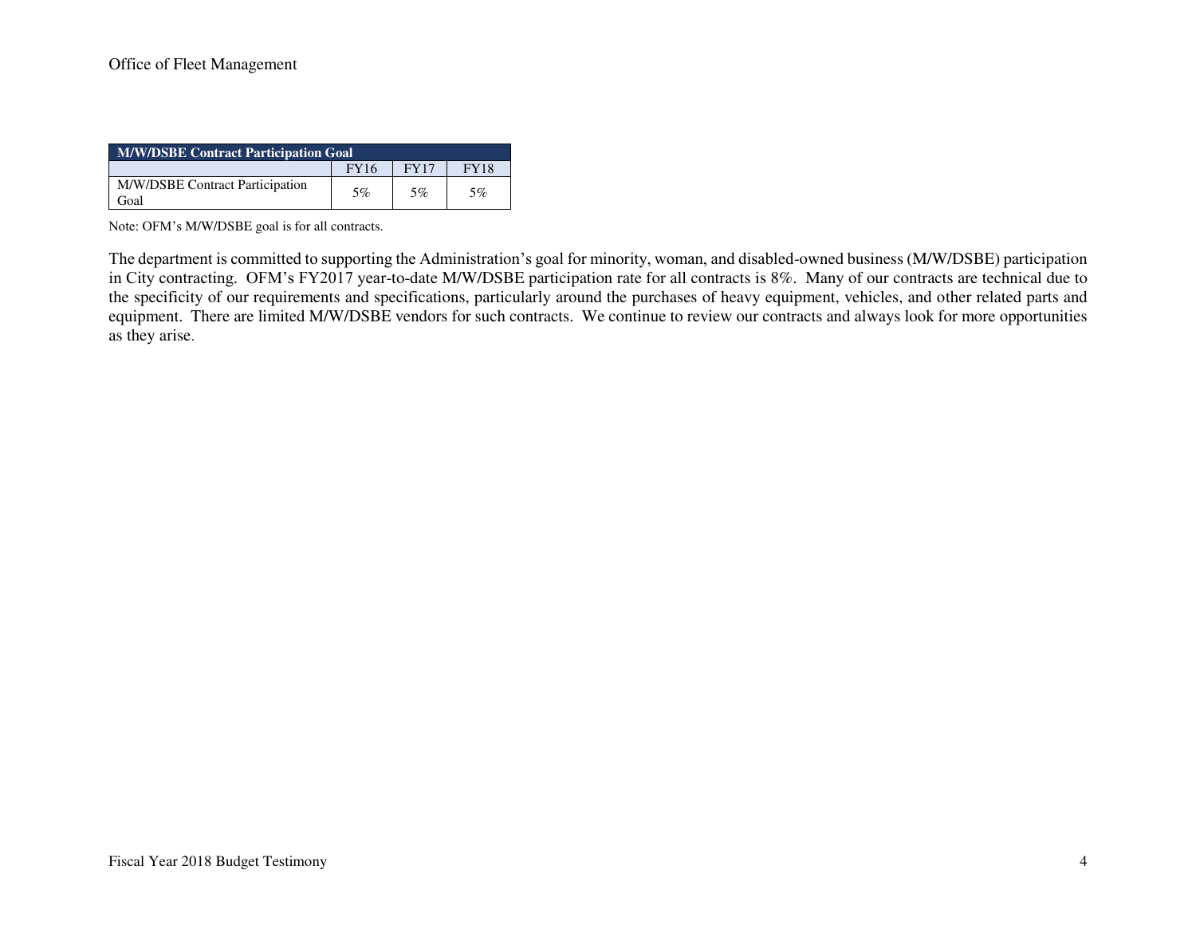| M/W/DSBE Contract Participation Goal | | | |
|---|---|---|---|
| | FY16 | FY17 | FY18 |
| M/W/DSBE Contract Participation Goal | 5% | 5% | 5% |

Note: OFM's M/W/DSBE goal is for all contracts.

The department is committed to supporting the Administration's goal for minority, woman, and disabled-owned business (M/W/DSBE) participation in City contracting. OFM's FY2017 year-to-date M/W/DSBE participation rate for all contracts is 8%. Many of our contracts are technical due to the specificity of our requirements and specifications, particularly around the purchases of heavy equipment, vehicles, and other related parts and equipment. There are limited M/W/DSBE vendors for such contracts. We continue to review our contracts and always look for more opportunities as they arise.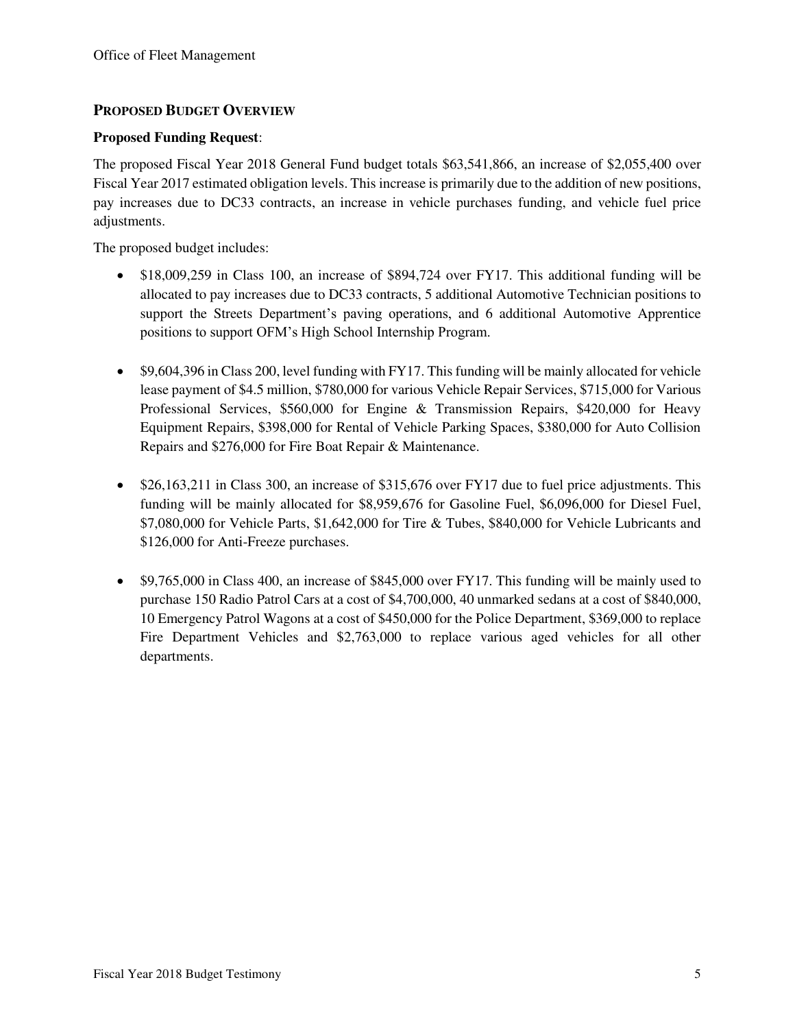## PROPOSED BUDGET OVERVIEW

**Proposed Funding Request**:

The proposed Fiscal Year 2018 General Fund budget totals $63,541,866, an increase of $2,055,400 over Fiscal Year 2017 estimated obligation levels. This increase is primarily due to the addition of new positions, pay increases due to DC33 contracts, an increase in vehicle purchases funding, and vehicle fuel price adjustments.

The proposed budget includes:

- $18,009,259 in Class 100, an increase of $894,724 over FY17. This additional funding will be allocated to pay increases due to DC33 contracts, 5 additional Automotive Technician positions to support the Streets Department's paving operations, and 6 additional Automotive Apprentice positions to support OFM's High School Internship Program.

- $9,604,396 in Class 200, level funding with FY17. This funding will be mainly allocated for vehicle lease payment of $4.5 million, $780,000 for various Vehicle Repair Services, $715,000 for Various Professional Services, $560,000 for Engine & Transmission Repairs, $420,000 for Heavy Equipment Repairs, $398,000 for Rental of Vehicle Parking Spaces, $380,000 for Auto Collision Repairs and $276,000 for Fire Boat Repair & Maintenance.

- $26,163,211 in Class 300, an increase of $315,676 over FY17 due to fuel price adjustments. This funding will be mainly allocated for $8,959,676 for Gasoline Fuel, $6,096,000 for Diesel Fuel, $7,080,000 for Vehicle Parts, $1,642,000 for Tire & Tubes, $840,000 for Vehicle Lubricants and $126,000 for Anti-Freeze purchases.

- $9,765,000 in Class 400, an increase of $845,000 over FY17. This funding will be mainly used to purchase 150 Radio Patrol Cars at a cost of $4,700,000, 40 unmarked sedans at a cost of $840,000, 10 Emergency Patrol Wagons at a cost of $450,000 for the Police Department, $369,000 to replace Fire Department Vehicles and $2,763,000 to replace various aged vehicles for all other departments.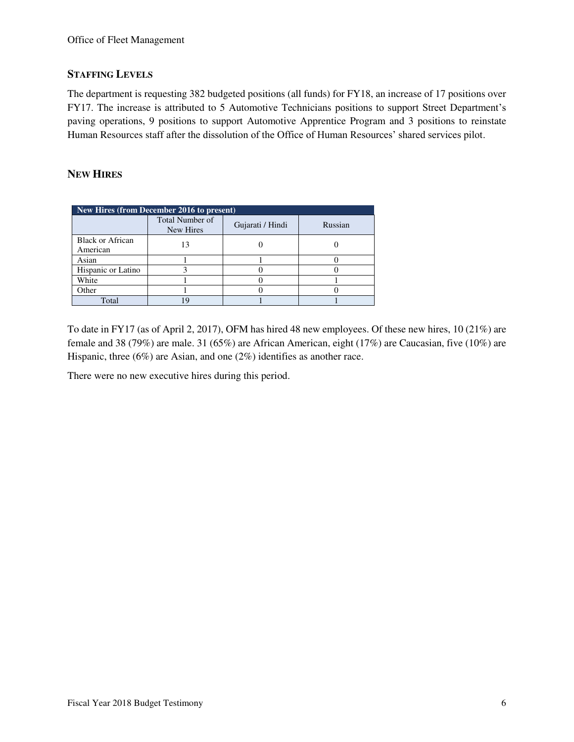## STAFFING LEVELS

The department is requesting 382 budgeted positions (all funds) for FY18, an increase of 17 positions over FY17. The increase is attributed to 5 Automotive Technicians positions to support Street Department's paving operations, 9 positions to support Automotive Apprentice Program and 3 positions to reinstate Human Resources staff after the dissolution of the Office of Human Resources' shared services pilot.

## NEW HIRES

| New Hires (from December 2016 to present) | | | |
|---|---|---|---|
| | Total Number of New Hires | Gujarati / Hindi | Russian |
| Black or African American | 13 | 0 | 0 |
| Asian | 1 | 1 | 0 |
| Hispanic or Latino | 3 | 0 | 0 |
| White | 1 | 0 | 1 |
| Other | 1 | 0 | 0 |
| Total | 19 | 1 | 1 |

To date in FY17 (as of April 2, 2017), OFM has hired 48 new employees. Of these new hires, 10 (21%) are female and 38 (79%) are male. 31 (65%) are African American, eight (17%) are Caucasian, five (10%) are Hispanic, three (6%) are Asian, and one (2%) identifies as another race.

There were no new executive hires during this period.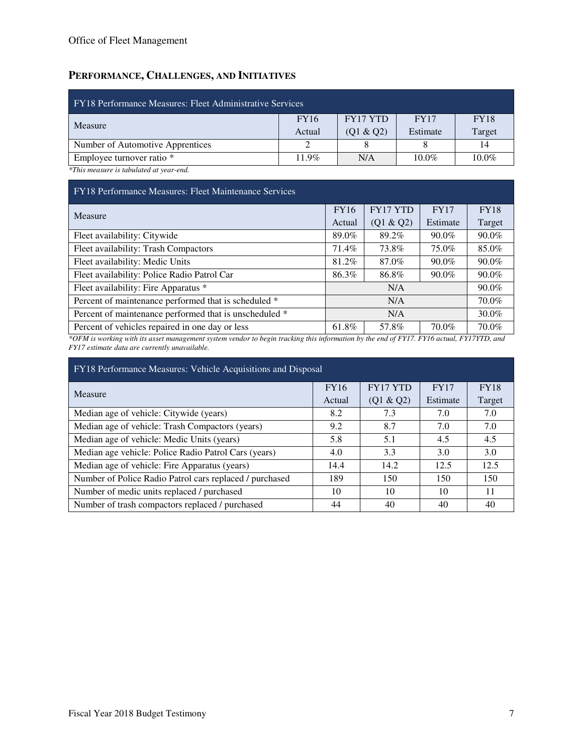## Performance, Challenges, and Initiatives

| FY18 Performance Measures: Fleet Administrative Services | | | | |
|---|---|---|---|---|
| Measure | FY16 Actual | FY17 YTD (Q1 & Q2) | FY17 Estimate | FY18 Target |
| Number of Automotive Apprentices | 2 | 8 | 8 | 14 |
| Employee turnover ratio * | 11.9% | N/A | 10.0% | 10.0% |

*This measure is tabulated at year-end.*

| FY18 Performance Measures: Fleet Maintenance Services | | | | |
|---|---|---|---|---|
| Measure | FY16 Actual | FY17 YTD (Q1 & Q2) | FY17 Estimate | FY18 Target |
| Fleet availability: Citywide | 89.0% | 89.2% | 90.0% | 90.0% |
| Fleet availability: Trash Compactors | 71.4% | 73.8% | 75.0% | 85.0% |
| Fleet availability: Medic Units | 81.2% | 87.0% | 90.0% | 90.0% |
| Fleet availability: Police Radio Patrol Car | 86.3% | 86.8% | 90.0% | 90.0% |
| Fleet availability: Fire Apparatus * | N/A | | | 90.0% |
| Percent of maintenance performed that is scheduled * | N/A | | | 70.0% |
| Percent of maintenance performed that is unscheduled * | N/A | | | 30.0% |
| Percent of vehicles repaired in one day or less | 61.8% | 57.8% | 70.0% | 70.0% |

*\*OFM is working with its asset management system vendor to begin tracking this information by the end of FY17. FY16 actual, FY17YTD, and FY17 estimate data are currently unavailable.*

| FY18 Performance Measures: Vehicle Acquisitions and Disposal | | | | |
|---|---|---|---|---|
| Measure | FY16 Actual | FY17 YTD (Q1 & Q2) | FY17 Estimate | FY18 Target |
| Median age of vehicle: Citywide (years) | 8.2 | 7.3 | 7.0 | 7.0 |
| Median age of vehicle: Trash Compactors (years) | 9.2 | 8.7 | 7.0 | 7.0 |
| Median age of vehicle: Medic Units (years) | 5.8 | 5.1 | 4.5 | 4.5 |
| Median age vehicle: Police Radio Patrol Cars (years) | 4.0 | 3.3 | 3.0 | 3.0 |
| Median age of vehicle: Fire Apparatus (years) | 14.4 | 14.2 | 12.5 | 12.5 |
| Number of Police Radio Patrol cars replaced / purchased | 189 | 150 | 150 | 150 |
| Number of medic units replaced / purchased | 10 | 10 | 10 | 11 |
| Number of trash compactors replaced / purchased | 44 | 40 | 40 | 40 |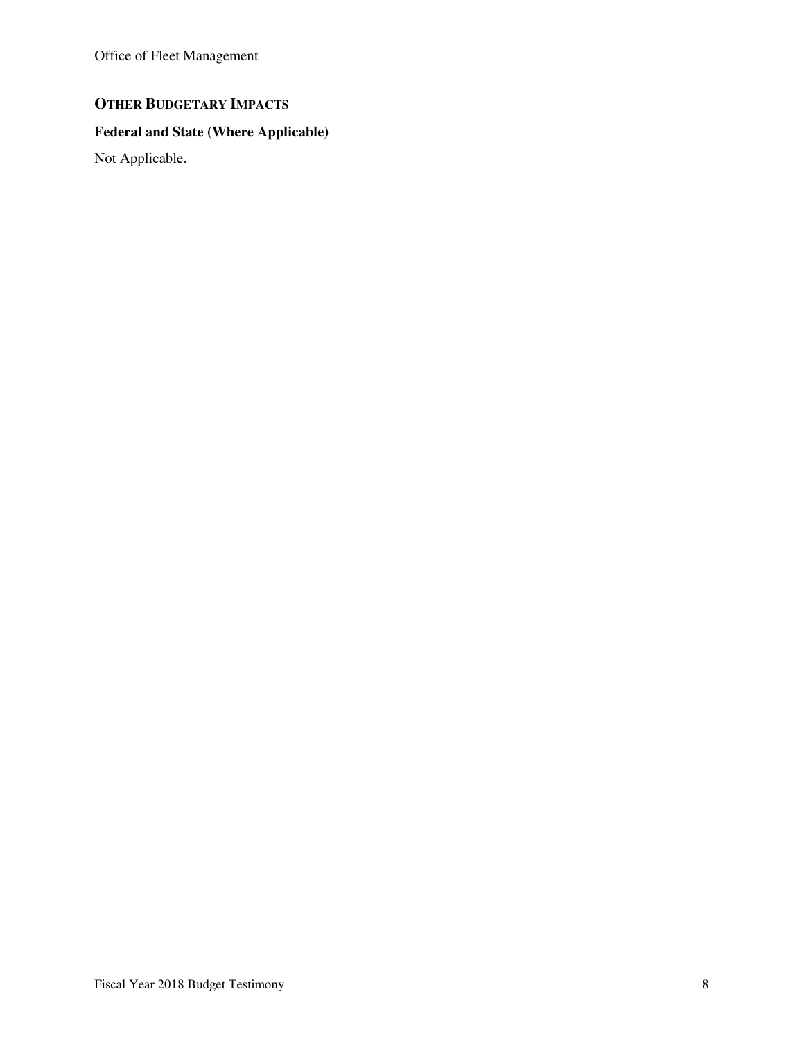## OTHER BUDGETARY IMPACTS

### Federal and State (Where Applicable)

Not Applicable.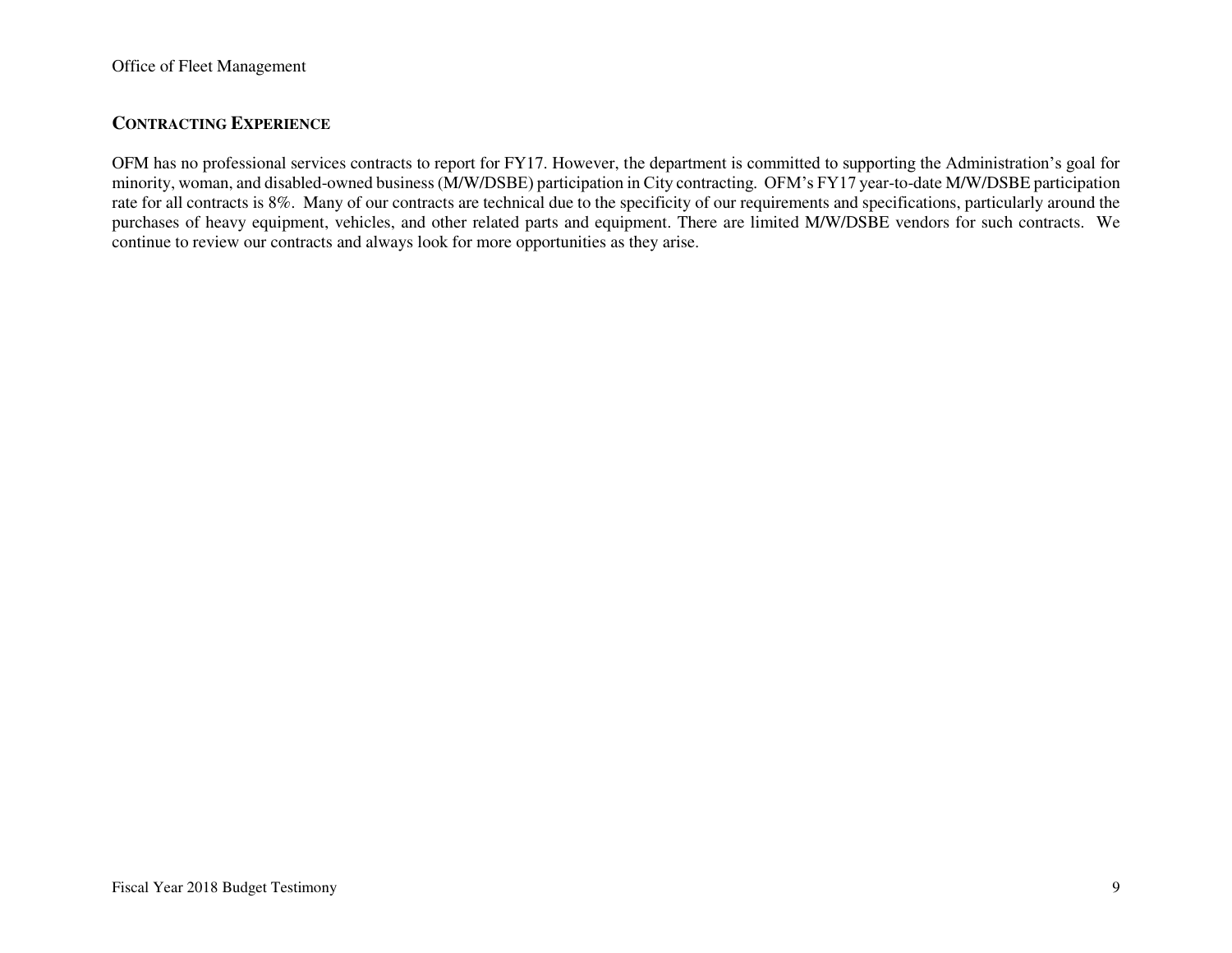## CONTRACTING EXPERIENCE

OFM has no professional services contracts to report for FY17. However, the department is committed to supporting the Administration's goal for minority, woman, and disabled-owned business (M/W/DSBE) participation in City contracting. OFM's FY17 year-to-date M/W/DSBE participation rate for all contracts is 8%. Many of our contracts are technical due to the specificity of our requirements and specifications, particularly around the purchases of heavy equipment, vehicles, and other related parts and equipment. There are limited M/W/DSBE vendors for such contracts. We continue to review our contracts and always look for more opportunities as they arise.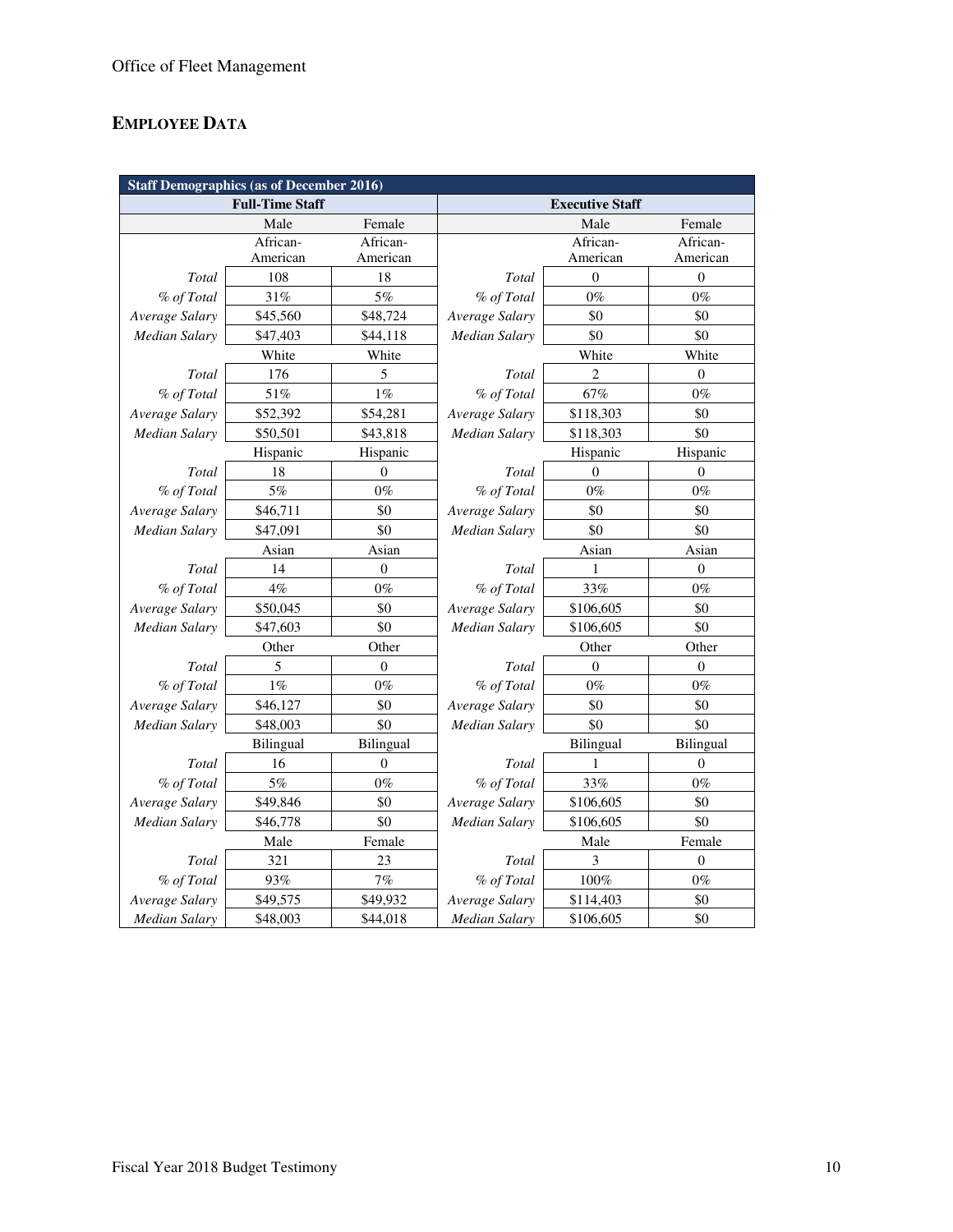## EMPLOYEE DATA

| Staff Demographics (as of December 2016) | | | | | |
|---|---|---|---|---|---|
| Full-Time Staff | | | Executive Staff | | |
| | Male | Female | | Male | Female |
| | African-American | African-American | | African-American | African-American |
| *Total* | 108 | 18 | *Total* | 0 | 0 |
| *% of Total* | 31% | 5% | *% of Total* | 0% | 0% |
| *Average Salary* | $45,560 | $48,724 | *Average Salary* | $0 | $0 |
| *Median Salary* | $47,403 | $44,118 | *Median Salary* | $0 | $0 |
| | White | White | | White | White |
| *Total* | 176 | 5 | *Total* | 2 | 0 |
| *% of Total* | 51% | 1% | *% of Total* | 67% | 0% |
| *Average Salary* | $52,392 | $54,281 | *Average Salary* | $118,303 | $0 |
| *Median Salary* | $50,501 | $43,818 | *Median Salary* | $118,303 | $0 |
| | Hispanic | Hispanic | | Hispanic | Hispanic |
| *Total* | 18 | 0 | *Total* | 0 | 0 |
| *% of Total* | 5% | 0% | *% of Total* | 0% | 0% |
| *Average Salary* | $46,711 | $0 | *Average Salary* | $0 | $0 |
| *Median Salary* | $47,091 | $0 | *Median Salary* | $0 | $0 |
| | Asian | Asian | | Asian | Asian |
| *Total* | 14 | 0 | *Total* | 1 | 0 |
| *% of Total* | 4% | 0% | *% of Total* | 33% | 0% |
| *Average Salary* | $50,045 | $0 | *Average Salary* | $106,605 | $0 |
| *Median Salary* | $47,603 | $0 | *Median Salary* | $106,605 | $0 |
| | Other | Other | | Other | Other |
| *Total* | 5 | 0 | *Total* | 0 | 0 |
| *% of Total* | 1% | 0% | *% of Total* | 0% | 0% |
| *Average Salary* | $46,127 | $0 | *Average Salary* | $0 | $0 |
| *Median Salary* | $48,003 | $0 | *Median Salary* | $0 | $0 |
| | Bilingual | Bilingual | | Bilingual | Bilingual |
| *Total* | 16 | 0 | *Total* | 1 | 0 |
| *% of Total* | 5% | 0% | *% of Total* | 33% | 0% |
| *Average Salary* | $49,846 | $0 | *Average Salary* | $106,605 | $0 |
| *Median Salary* | $46,778 | $0 | *Median Salary* | $106,605 | $0 |
| | Male | Female | | Male | Female |
| *Total* | 321 | 23 | *Total* | 3 | 0 |
| *% of Total* | 93% | 7% | *% of Total* | 100% | 0% |
| *Average Salary* | $49,575 | $49,932 | *Average Salary* | $114,403 | $0 |
| *Median Salary* | $48,003 | $44,018 | *Median Salary* | $106,605 | $0 |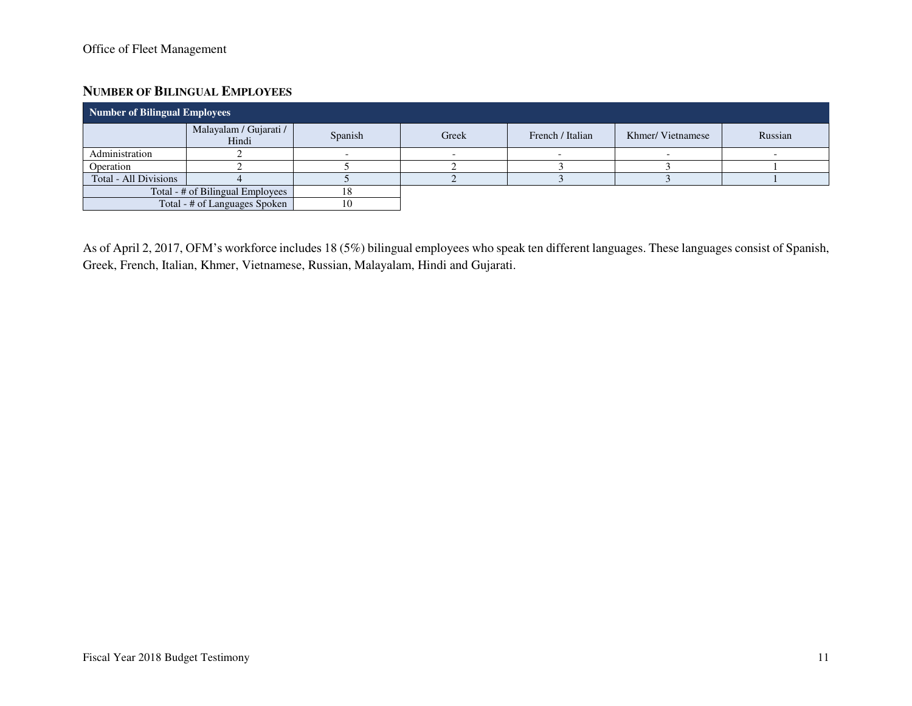## NUMBER OF BILINGUAL EMPLOYEES

| Number of Bilingual Employees | | | | | | |
|---|---|---|---|---|---|---|
| | Malayalam / Gujarati / Hindi | Spanish | Greek | French / Italian | Khmer/ Vietnamese | Russian |
| Administration | 2 | - | - | - | - | - |
| Operation | 2 | 5 | 2 | 3 | 3 | 1 |
| Total - All Divisions | 4 | 5 | 2 | 3 | 3 | 1 |
| Total - # of Bilingual Employees | | 18 | | | | |
| Total - # of Languages Spoken | | 10 | | | | |

As of April 2, 2017, OFM's workforce includes 18 (5%) bilingual employees who speak ten different languages. These languages consist of Spanish, Greek, French, Italian, Khmer, Vietnamese, Russian, Malayalam, Hindi and Gujarati.